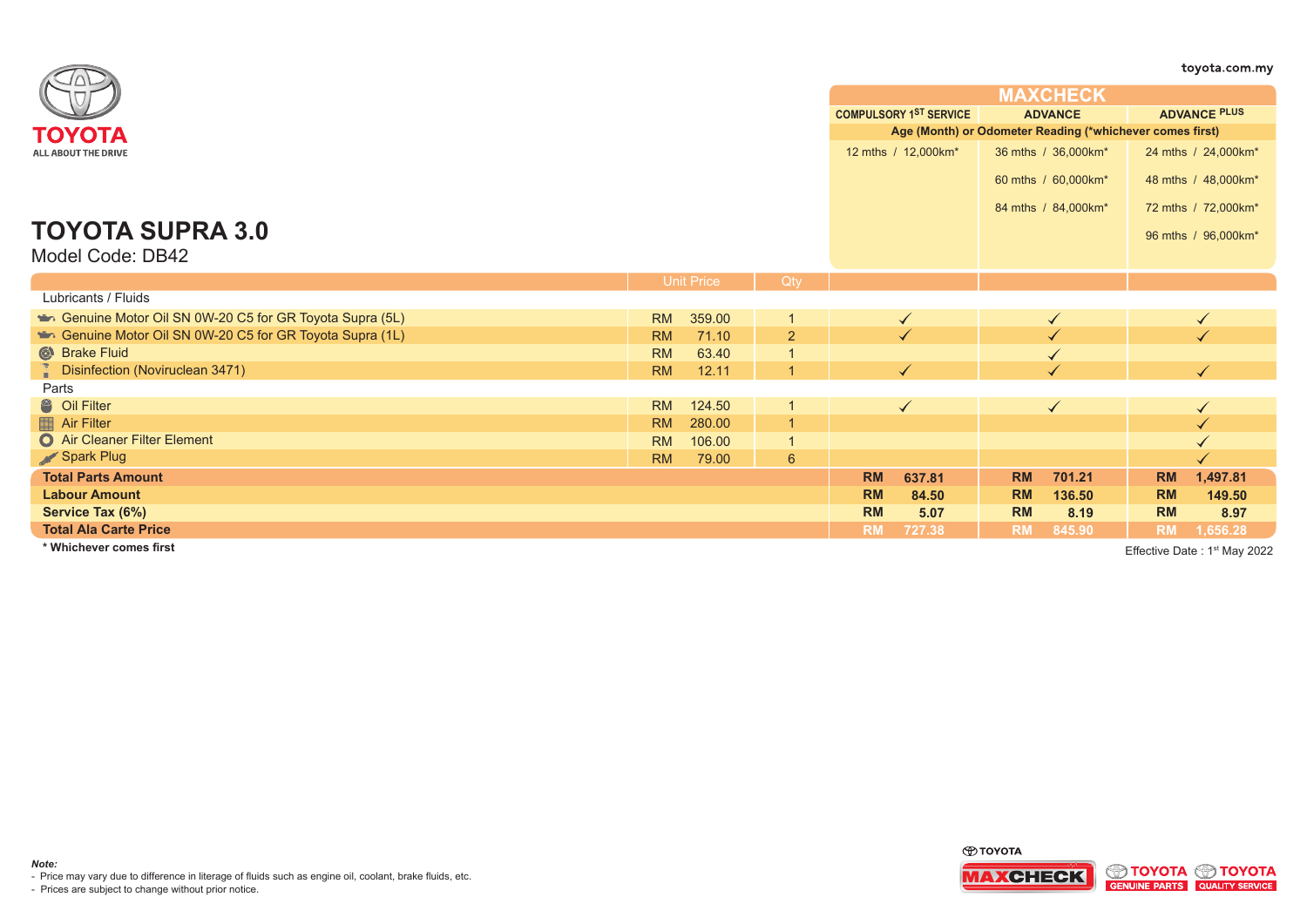TOYOTA

ALL ABOUT THE DRIVE

toyota.com.my

# TOYOTA SUPRA 3.0

Model Code: DB42

| | | | MAXCHECK | | |
|---|---|---|---|---|---|
| | | | COMPULSORY 1ST SERVICE | ADVANCE | ADVANCE PLUS |
| | | | Age (Month) or Odometer Reading (*whichever comes first) | | |
| | | | 12 mths / 12,000km* | 36 mths / 36,000km*<br>60 mths / 60,000km*<br>84 mths / 84,000km* | 24 mths / 24,000km*<br>48 mths / 48,000km*<br>72 mths / 72,000km*<br>96 mths / 96,000km* |
| | Unit Price | Qty | | | |
| **Lubricants / Fluids** | | | | | |
| Genuine Motor Oil SN 0W-20 C5 for GR Toyota Supra (5L) | RM 359.00 | 1 | ✓ | ✓ | ✓ |
| Genuine Motor Oil SN 0W-20 C5 for GR Toyota Supra (1L) | RM 71.10 | 2 | ✓ | ✓ | ✓ |
| Brake Fluid | RM 63.40 | 1 | | ✓ | |
| Disinfection (Noviruclean 3471) | RM 12.11 | 1 | ✓ | ✓ | ✓ |
| **Parts** | | | | | |
| Oil Filter | RM 124.50 | 1 | ✓ | ✓ | ✓ |
| Air Filter | RM 280.00 | 1 | | | ✓ |
| Air Cleaner Filter Element | RM 106.00 | 1 | | | ✓ |
| Spark Plug | RM 79.00 | 6 | | | ✓ |
| **Total Parts Amount** | | | **RM 637.81** | **RM 701.21** | **RM 1,497.81** |
| **Labour Amount** | | | **RM 84.50** | **RM 136.50** | **RM 149.50** |
| **Service Tax (6%)** | | | **RM 5.07** | **RM 8.19** | **RM 8.97** |
| **Total Ala Carte Price** | | | **RM 727.38** | **RM 845.90** | **RM 1,656.28** |

**\* Whichever comes first**

Effective Date : 1st May 2022

***Note:***
- Price may vary due to difference in literage of fluids such as engine oil, coolant, brake fluids, etc.
- Prices are subject to change without prior notice.

TOYOTA MAXCHECK | TOYOTA GENUINE PARTS | TOYOTA QUALITY SERVICE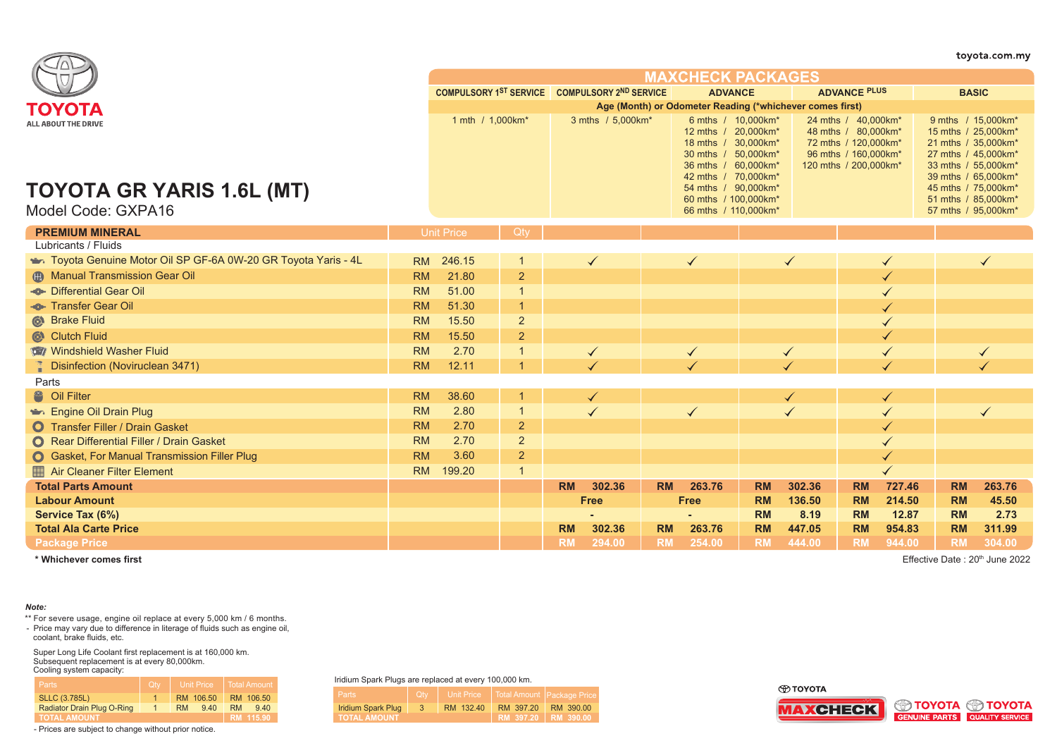toyota.com.my

TOYOTA
ALL ABOUT THE DRIVE

# TOYOTA GR YARIS 1.6L (MT)

Model Code: GXPA16

| | | | MAXCHECK PACKAGES | | | | |
|---|---|---|---|---|---|---|---|
| | | | COMPULSORY 1ST SERVICE | COMPULSORY 2ND SERVICE | ADVANCE | ADVANCE PLUS | BASIC |
| | | | Age (Month) or Odometer Reading (*whichever comes first) | | | | |
| | | | 1 mth / 1,000km* | 3 mths / 5,000km* | 6 mths / 10,000km*<br>12 mths / 20,000km*<br>18 mths / 30,000km*<br>30 mths / 50,000km*<br>36 mths / 60,000km*<br>42 mths / 70,000km*<br>54 mths / 90,000km*<br>60 mths / 100,000km*<br>66 mths / 110,000km* | 24 mths / 40,000km*<br>48 mths / 80,000km*<br>72 mths / 120,000km*<br>96 mths / 160,000km*<br>120 mths / 200,000km* | 9 mths / 15,000km*<br>15 mths / 25,000km*<br>21 mths / 35,000km*<br>27 mths / 45,000km*<br>33 mths / 55,000km*<br>39 mths / 65,000km*<br>45 mths / 75,000km*<br>51 mths / 85,000km*<br>57 mths / 95,000km* |
| **PREMIUM MINERAL** | Unit Price | Qty | | | | | |
| Lubricants / Fluids | | | | | | | |
| Toyota Genuine Motor Oil SP GF-6A 0W-20 GR Toyota Yaris - 4L | RM 246.15 | 1 | ✓ | ✓ | ✓ | ✓ | ✓ |
| Manual Transmission Gear Oil | RM 21.80 | 2 | | | | ✓ | |
| Differential Gear Oil | RM 51.00 | 1 | | | | ✓ | |
| Transfer Gear Oil | RM 51.30 | 1 | | | | ✓ | |
| Brake Fluid | RM 15.50 | 2 | | | | ✓ | |
| Clutch Fluid | RM 15.50 | 2 | | | | ✓ | |
| Windshield Washer Fluid | RM 2.70 | 1 | ✓ | ✓ | ✓ | ✓ | ✓ |
| Disinfection (Noviruclean 3471) | RM 12.11 | 1 | ✓ | ✓ | ✓ | ✓ | ✓ |
| Parts | | | | | | | |
| Oil Filter | RM 38.60 | 1 | ✓ | | ✓ | ✓ | |
| Engine Oil Drain Plug | RM 2.80 | 1 | ✓ | ✓ | ✓ | ✓ | ✓ |
| Transfer Filler / Drain Gasket | RM 2.70 | 2 | | | | ✓ | |
| Rear Differential Filler / Drain Gasket | RM 2.70 | 2 | | | | ✓ | |
| Gasket, For Manual Transmission Filler Plug | RM 3.60 | 2 | | | | ✓ | |
| Air Cleaner Filter Element | RM 199.20 | 1 | | | | ✓ | |
| **Total Parts Amount** | | | RM 302.36 | RM 263.76 | RM 302.36 | RM 727.46 | RM 263.76 |
| **Labour Amount** | | | Free | Free | RM 136.50 | RM 214.50 | RM 45.50 |
| **Service Tax (6%)** | | | - | - | RM 8.19 | RM 12.87 | RM 2.73 |
| **Total Ala Carte Price** | | | RM 302.36 | RM 263.76 | RM 447.05 | RM 954.83 | RM 311.99 |
| **Package Price** | | | RM 294.00 | RM 254.00 | RM 444.00 | RM 944.00 | RM 304.00 |

**\* Whichever comes first**

Effective Date : 20th June 2022

***Note:***

** For severe usage, engine oil replace at every 5,000 km / 6 months.
- Price may vary due to difference in literage of fluids such as engine oil, coolant, brake fluids, etc.

Super Long Life Coolant first replacement is at 160,000 km.
Subsequent replacement is at every 80,000km.
Cooling system capacity:

| Parts | Qty | Unit Price | Total Amount |
|---|---|---|---|
| SLLC (3.785L) | 1 | RM 106.50 | RM 106.50 |
| Radiator Drain Plug O-Ring | 1 | RM 9.40 | RM 9.40 |
| TOTAL AMOUNT | | | RM 115.90 |

- Prices are subject to change without prior notice.

Iridium Spark Plugs are replaced at every 100,000 km.

| Parts | Qty | Unit Price | Total Amount | Package Price |
|---|---|---|---|---|
| Iridium Spark Plug | 3 | RM 132.40 | RM 397.20 | RM 390.00 |
| TOTAL AMOUNT | | | RM 397.20 | RM 390.00 |

TOYOTA MAXCHECK | TOYOTA GENUINE PARTS | TOYOTA QUALITY SERVICE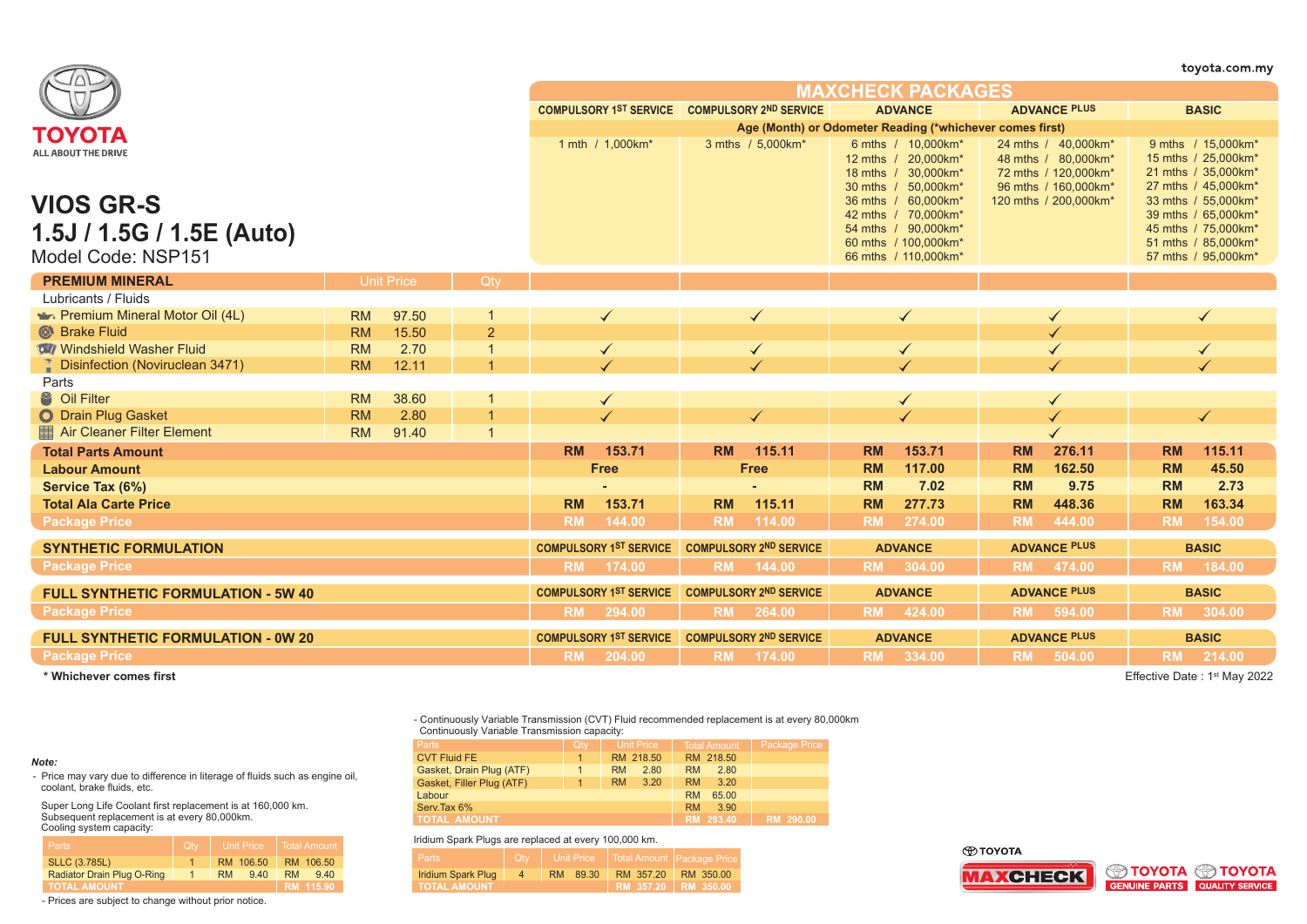toyota.com.my

TOYOTA
ALL ABOUT THE DRIVE

# VIOS GR-S
# 1.5J / 1.5G / 1.5E (Auto)

Model Code: NSP151

## MAXCHECK PACKAGES

| | | | COMPULSORY 1ST SERVICE | COMPULSORY 2ND SERVICE | ADVANCE | ADVANCE PLUS | BASIC |
|---|---|---|---|---|---|---|---|
| | | | Age (Month) or Odometer Reading (*whichever comes first) | | | | |
| | | | 1 mth / 1,000km* | 3 mths / 5,000km* | 6 mths / 10,000km*<br>12 mths / 20,000km*<br>18 mths / 30,000km*<br>30 mths / 50,000km*<br>36 mths / 60,000km*<br>42 mths / 70,000km*<br>54 mths / 90,000km*<br>60 mths / 100,000km*<br>66 mths / 110,000km* | 24 mths / 40,000km*<br>48 mths / 80,000km*<br>72 mths / 120,000km*<br>96 mths / 160,000km*<br>120 mths / 200,000km* | 9 mths / 15,000km*<br>15 mths / 25,000km*<br>21 mths / 35,000km*<br>27 mths / 45,000km*<br>33 mths / 55,000km*<br>39 mths / 65,000km*<br>45 mths / 75,000km*<br>51 mths / 85,000km*<br>57 mths / 95,000km* |
| **PREMIUM MINERAL** | Unit Price | Qty | | | | | |
| Lubricants / Fluids | | | | | | | |
| Premium Mineral Motor Oil (4L) | RM 97.50 | 1 | ✓ | ✓ | ✓ | ✓ | ✓ |
| Brake Fluid | RM 15.50 | 2 | | | | ✓ | |
| Windshield Washer Fluid | RM 2.70 | 1 | ✓ | ✓ | ✓ | ✓ | ✓ |
| Disinfection (Noviruclean 3471) | RM 12.11 | 1 | ✓ | ✓ | ✓ | ✓ | ✓ |
| Parts | | | | | | | |
| Oil Filter | RM 38.60 | 1 | ✓ | | ✓ | ✓ | |
| Drain Plug Gasket | RM 2.80 | 1 | ✓ | ✓ | ✓ | ✓ | ✓ |
| Air Cleaner Filter Element | RM 91.40 | 1 | | | | ✓ | |
| **Total Parts Amount** | | | RM 153.71 | RM 115.11 | RM 153.71 | RM 276.11 | RM 115.11 |
| **Labour Amount** | | | Free | Free | RM 117.00 | RM 162.50 | RM 45.50 |
| **Service Tax (6%)** | | | - | - | RM 7.02 | RM 9.75 | RM 2.73 |
| **Total Ala Carte Price** | | | RM 153.71 | RM 115.11 | RM 277.73 | RM 448.36 | RM 163.34 |
| **Package Price** | | | RM 144.00 | RM 114.00 | RM 274.00 | RM 444.00 | RM 154.00 |

| SYNTHETIC FORMULATION | COMPULSORY 1ST SERVICE | COMPULSORY 2ND SERVICE | ADVANCE | ADVANCE PLUS | BASIC |
|---|---|---|---|---|---|
| Package Price | RM 174.00 | RM 144.00 | RM 304.00 | RM 474.00 | RM 184.00 |

| FULL SYNTHETIC FORMULATION - 5W 40 | COMPULSORY 1ST SERVICE | COMPULSORY 2ND SERVICE | ADVANCE | ADVANCE PLUS | BASIC |
|---|---|---|---|---|---|
| Package Price | RM 294.00 | RM 264.00 | RM 424.00 | RM 594.00 | RM 304.00 |

| FULL SYNTHETIC FORMULATION - 0W 20 | COMPULSORY 1ST SERVICE | COMPULSORY 2ND SERVICE | ADVANCE | ADVANCE PLUS | BASIC |
|---|---|---|---|---|---|
| Package Price | RM 204.00 | RM 174.00 | RM 334.00 | RM 504.00 | RM 214.00 |

\* Whichever comes first

Effective Date : 1st May 2022

***Note:***

- Price may vary due to difference in literage of fluids such as engine oil, coolant, brake fluids, etc.

Super Long Life Coolant first replacement is at 160,000 km.
Subsequent replacement is at every 80,000km.
Cooling system capacity:

| Parts | Qty | Unit Price | Total Amount |
|---|---|---|---|
| SLLC (3.785L) | 1 | RM 106.50 | RM 106.50 |
| Radiator Drain Plug O-Ring | 1 | RM 9.40 | RM 9.40 |
| TOTAL AMOUNT | | | RM 115.90 |

- Prices are subject to change without prior notice.

- Continuously Variable Transmission (CVT) Fluid recommended replacement is at every 80,000km
  Continuously Variable Transmission capacity:

| Parts | Qty | Unit Price | Total Amount | Package Price |
|---|---|---|---|---|
| CVT Fluid FE | 1 | RM 218.50 | RM 218.50 | |
| Gasket, Drain Plug (ATF) | 1 | RM 2.80 | RM 2.80 | |
| Gasket, Filler Plug (ATF) | 1 | RM 3.20 | RM 3.20 | |
| Labour | | | RM 65.00 | |
| Serv.Tax 6% | | | RM 3.90 | |
| TOTAL AMOUNT | | | RM 293.40 | RM 290.00 |

Iridium Spark Plugs are replaced at every 100,000 km.

| Parts | Qty | Unit Price | Total Amount | Package Price |
|---|---|---|---|---|
| Iridium Spark Plug | 4 | RM 89.30 | RM 357.20 | RM 350.00 |
| TOTAL AMOUNT | | | RM 357.20 | RM 350.00 |

TOYOTA MAXCHECK | TOYOTA GENUINE PARTS | TOYOTA QUALITY SERVICE